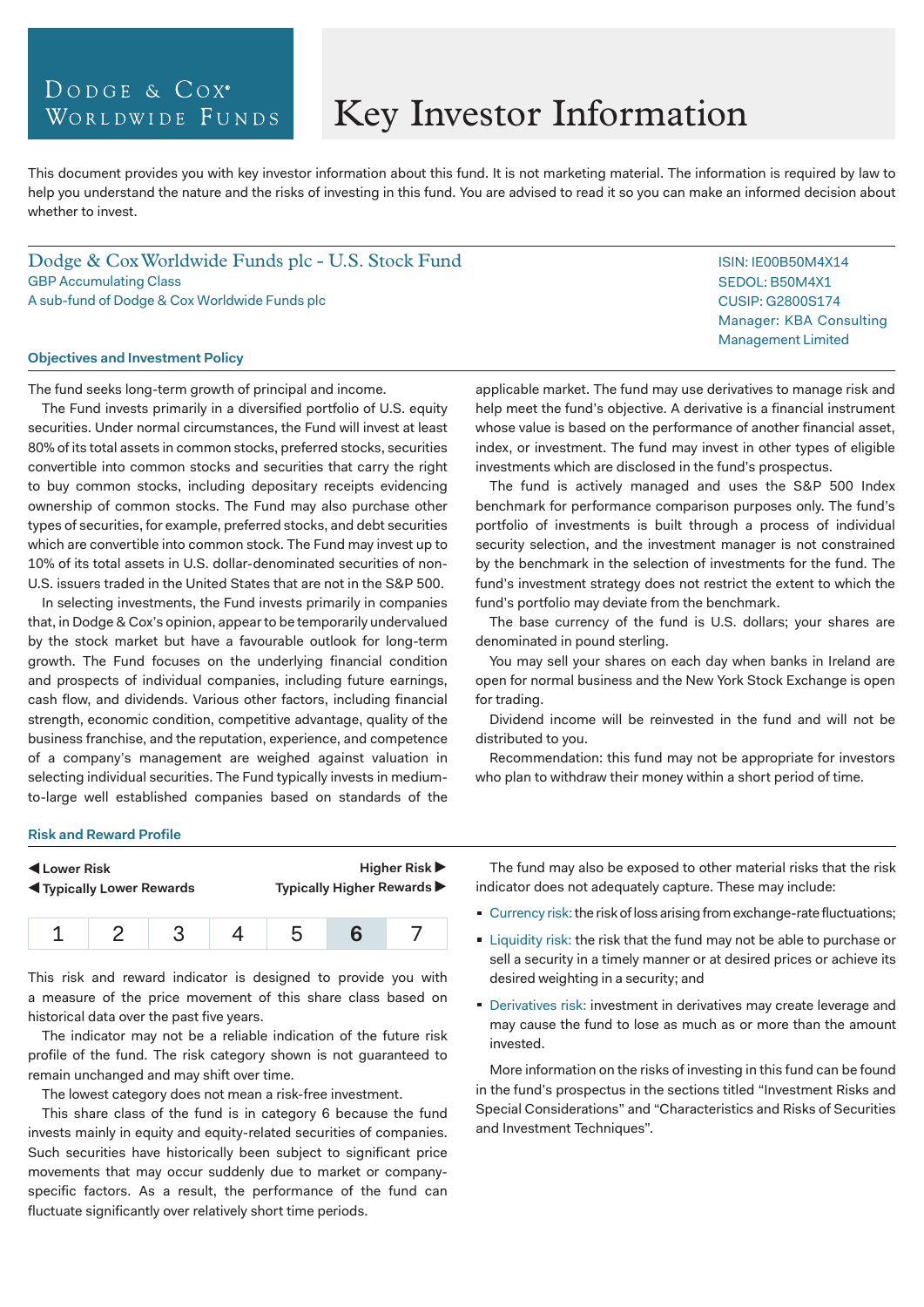Dodge & Cox Worldwide Funds

# Key Investor Information

This document provides you with key investor information about this fund. It is not marketing material. The information is required by law to help you understand the nature and the risks of investing in this fund. You are advised to read it so you can make an informed decision about whether to invest.

## Dodge & Cox Worldwide Funds plc - U.S. Stock Fund

GBP Accumulating Class
A sub-fund of Dodge & Cox Worldwide Funds plc

ISIN: IE00B50M4X14
SEDOL: B50M4X1
CUSIP: G2800S174
Manager: KBA Consulting Management Limited

### Objectives and Investment Policy

The fund seeks long-term growth of principal and income.

The Fund invests primarily in a diversified portfolio of U.S. equity securities. Under normal circumstances, the Fund will invest at least 80% of its total assets in common stocks, preferred stocks, securities convertible into common stocks and securities that carry the right to buy common stocks, including depositary receipts evidencing ownership of common stocks. The Fund may also purchase other types of securities, for example, preferred stocks, and debt securities which are convertible into common stock. The Fund may invest up to 10% of its total assets in U.S. dollar-denominated securities of non-U.S. issuers traded in the United States that are not in the S&P 500.

In selecting investments, the Fund invests primarily in companies that, in Dodge & Cox's opinion, appear to be temporarily undervalued by the stock market but have a favourable outlook for long-term growth. The Fund focuses on the underlying financial condition and prospects of individual companies, including future earnings, cash flow, and dividends. Various other factors, including financial strength, economic condition, competitive advantage, quality of the business franchise, and the reputation, experience, and competence of a company's management are weighed against valuation in selecting individual securities. The Fund typically invests in medium-to-large well established companies based on standards of the applicable market. The fund may use derivatives to manage risk and help meet the fund's objective. A derivative is a financial instrument whose value is based on the performance of another financial asset, index, or investment. The fund may invest in other types of eligible investments which are disclosed in the fund's prospectus.

The fund is actively managed and uses the S&P 500 Index benchmark for performance comparison purposes only. The fund's portfolio of investments is built through a process of individual security selection, and the investment manager is not constrained by the benchmark in the selection of investments for the fund. The fund's investment strategy does not restrict the extent to which the fund's portfolio may deviate from the benchmark.

The base currency of the fund is U.S. dollars; your shares are denominated in pound sterling.

You may sell your shares on each day when banks in Ireland are open for normal business and the New York Stock Exchange is open for trading.

Dividend income will be reinvested in the fund and will not be distributed to you.

Recommendation: this fund may not be appropriate for investors who plan to withdraw their money within a short period of time.

### Risk and Reward Profile

◀ Lower Risk — Higher Risk ▶
◀ Typically Lower Rewards — Typically Higher Rewards ▶

| 1 | 2 | 3 | 4 | 5 | **6** | 7 |
|---|---|---|---|---|---|---|

This risk and reward indicator is designed to provide you with a measure of the price movement of this share class based on historical data over the past five years.

The indicator may not be a reliable indication of the future risk profile of the fund. The risk category shown is not guaranteed to remain unchanged and may shift over time.

The lowest category does not mean a risk-free investment.

This share class of the fund is in category 6 because the fund invests mainly in equity and equity-related securities of companies. Such securities have historically been subject to significant price movements that may occur suddenly due to market or company-specific factors. As a result, the performance of the fund can fluctuate significantly over relatively short time periods.

The fund may also be exposed to other material risks that the risk indicator does not adequately capture. These may include:

- Currency risk: the risk of loss arising from exchange-rate fluctuations;
- Liquidity risk: the risk that the fund may not be able to purchase or sell a security in a timely manner or at desired prices or achieve its desired weighting in a security; and
- Derivatives risk: investment in derivatives may create leverage and may cause the fund to lose as much as or more than the amount invested.

More information on the risks of investing in this fund can be found in the fund's prospectus in the sections titled "Investment Risks and Special Considerations" and "Characteristics and Risks of Securities and Investment Techniques".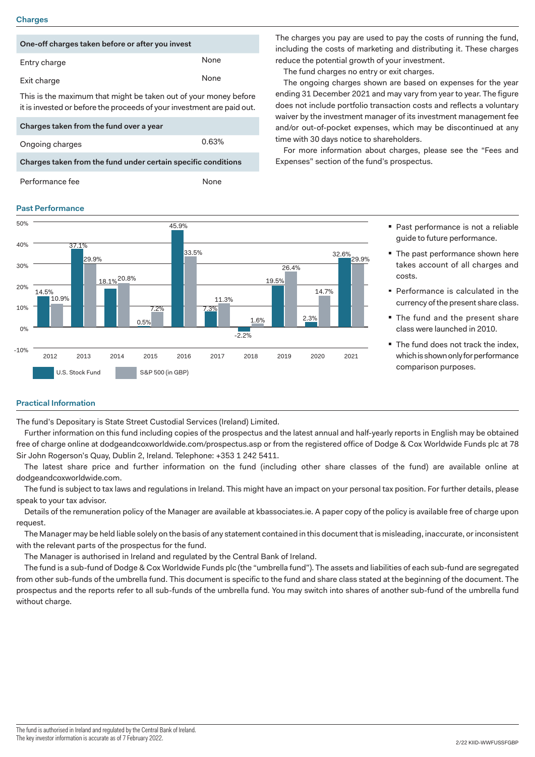## Charges

| One-off charges taken before or after you invest | |
|---|---|
| Entry charge | None |
| Exit charge | None |
| This is the maximum that might be taken out of your money before it is invested or before the proceeds of your investment are paid out. | |
| **Charges taken from the fund over a year** | |
| Ongoing charges | 0.63% |
| **Charges taken from the fund under certain specific conditions** | |
| Performance fee | None |

The charges you pay are used to pay the costs of running the fund, including the costs of marketing and distributing it. These charges reduce the potential growth of your investment.

The fund charges no entry or exit charges.

The ongoing charges shown are based on expenses for the year ending 31 December 2021 and may vary from year to year. The figure does not include portfolio transaction costs and reflects a voluntary waiver by the investment manager of its investment management fee and/or out-of-pocket expenses, which may be discontinued at any time with 30 days notice to shareholders.

For more information about charges, please see the "Fees and Expenses" section of the fund's prospectus.

## Past Performance

50%
40%
30%
20%
10%
0%
-10%

2012: 14.5% 10.9%
2013: 37.1% 29.9%
2014: 18.1% 20.8%
2015: 0.5% 7.2%
2016: 45.9% 33.5%
2017: 7.3% 11.3%
2018: -2.2% 1.6%
2019: 19.5% 26.4%
2020: 2.3% 14.7%
2021: 32.6% 29.9%

U.S. Stock Fund
S&P 500 (in GBP)

- Past performance is not a reliable guide to future performance.
- The past performance shown here takes account of all charges and costs.
- Performance is calculated in the currency of the present share class.
- The fund and the present share class were launched in 2010.
- The fund does not track the index, which is shown only for performance comparison purposes.

## Practical Information

The fund's Depositary is State Street Custodial Services (Ireland) Limited.

Further information on this fund including copies of the prospectus and the latest annual and half-yearly reports in English may be obtained free of charge online at dodgeandcoxworldwide.com/prospectus.asp or from the registered office of Dodge & Cox Worldwide Funds plc at 78 Sir John Rogerson's Quay, Dublin 2, Ireland. Telephone: +353 1 242 5411.

The latest share price and further information on the fund (including other share classes of the fund) are available online at dodgeandcoxworldwide.com.

The fund is subject to tax laws and regulations in Ireland. This might have an impact on your personal tax position. For further details, please speak to your tax advisor.

Details of the remuneration policy of the Manager are available at kbassociates.ie. A paper copy of the policy is available free of charge upon request.

The Manager may be held liable solely on the basis of any statement contained in this document that is misleading, inaccurate, or inconsistent with the relevant parts of the prospectus for the fund.

The Manager is authorised in Ireland and regulated by the Central Bank of Ireland.

The fund is a sub-fund of Dodge & Cox Worldwide Funds plc (the "umbrella fund"). The assets and liabilities of each sub-fund are segregated from other sub-funds of the umbrella fund. This document is specific to the fund and share class stated at the beginning of the document. The prospectus and the reports refer to all sub-funds of the umbrella fund. You may switch into shares of another sub-fund of the umbrella fund without charge.

The fund is authorised in Ireland and regulated by the Central Bank of Ireland.
The key investor information is accurate as of 7 February 2022.

2/22 KIID-WWFUSSFGBP